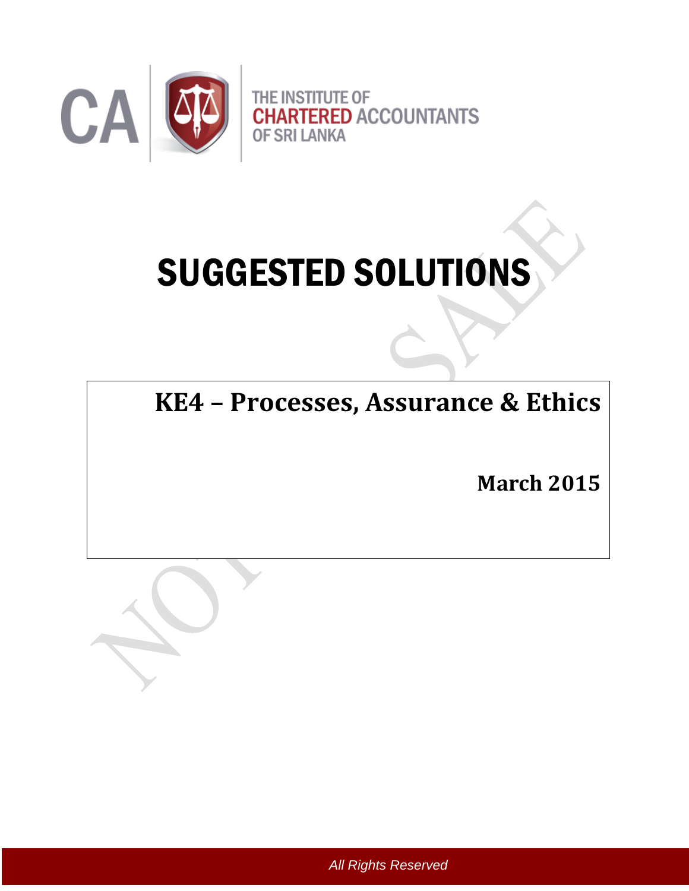THE INSTITUTE OF CHARTERED ACCOUNTANTS OF SRI LANKA

# SUGGESTED SOLUTIONS

## KE4 – Processes, Assurance & Ethics

**March 2015**

*All Rights Reserved*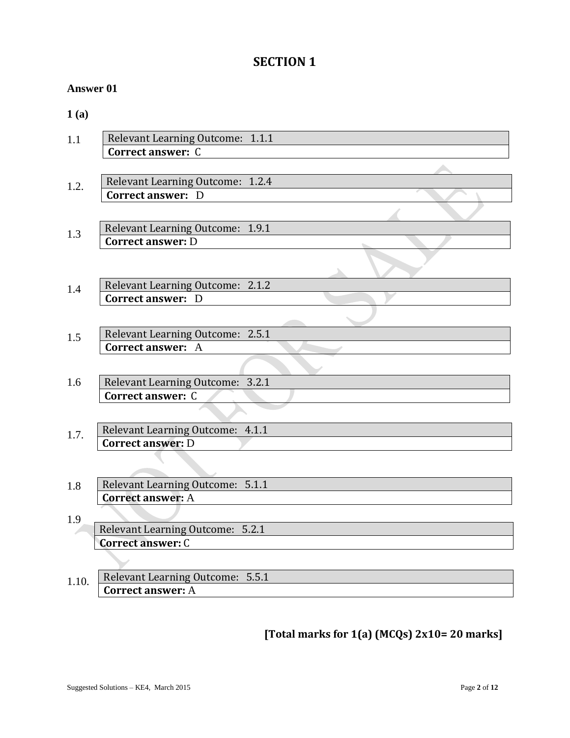# SECTION 1

**Answer 01**

**1 (a)**

1.1

| Relevant Learning Outcome: 1.1.1 |
|---|
| **Correct answer:** C |

1.2.

| Relevant Learning Outcome: 1.2.4 |
|---|
| **Correct answer:** D |

1.3

| Relevant Learning Outcome: 1.9.1 |
|---|
| **Correct answer:** D |

1.4

| Relevant Learning Outcome: 2.1.2 |
|---|
| **Correct answer:** D |

1.5

| Relevant Learning Outcome: 2.5.1 |
|---|
| **Correct answer:** A |

1.6

| Relevant Learning Outcome: 3.2.1 |
|---|
| **Correct answer:** C |

1.7.

| Relevant Learning Outcome: 4.1.1 |
|---|
| **Correct answer:** D |

1.8

| Relevant Learning Outcome: 5.1.1 |
|---|
| **Correct answer:** A |

1.9

| Relevant Learning Outcome: 5.2.1 |
|---|
| **Correct answer:** C |

1.10.

| Relevant Learning Outcome: 5.5.1 |
|---|
| **Correct answer:** A |

**[Total marks for 1(a) (MCQs) 2x10= 20 marks]**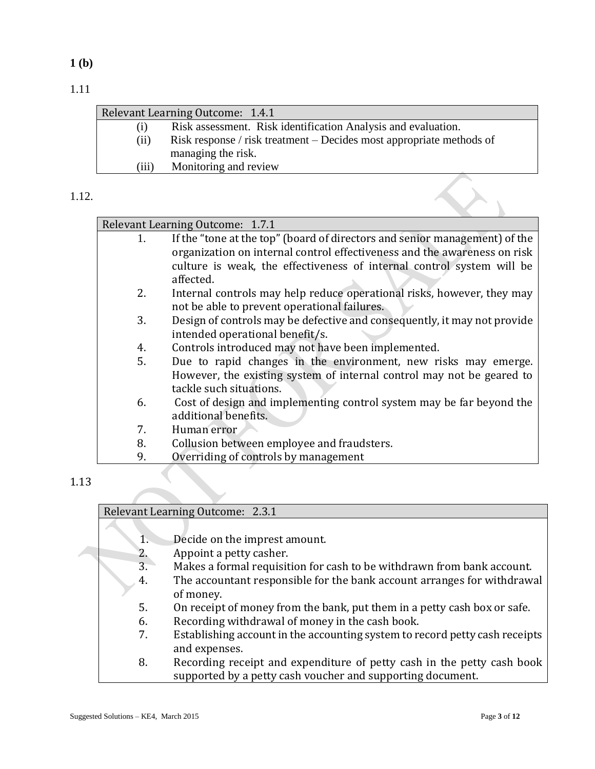**1 (b)**

1.11

| Relevant Learning Outcome: 1.4.1 |
|---|
| (i) Risk assessment. Risk identification Analysis and evaluation. |
| (ii) Risk response / risk treatment – Decides most appropriate methods of managing the risk. |
| (iii) Monitoring and review |

1.12.

| Relevant Learning Outcome: 1.7.1 |
|---|
| 1. If the "tone at the top" (board of directors and senior management) of the organization on internal control effectiveness and the awareness on risk culture is weak, the effectiveness of internal control system will be affected. |
| 2. Internal controls may help reduce operational risks, however, they may not be able to prevent operational failures. |
| 3. Design of controls may be defective and consequently, it may not provide intended operational benefit/s. |
| 4. Controls introduced may not have been implemented. |
| 5. Due to rapid changes in the environment, new risks may emerge. However, the existing system of internal control may not be geared to tackle such situations. |
| 6. Cost of design and implementing control system may be far beyond the additional benefits. |
| 7. Human error |
| 8. Collusion between employee and fraudsters. |
| 9. Overriding of controls by management |

1.13

| Relevant Learning Outcome: 2.3.1 |
|---|
| 1. Decide on the imprest amount. |
| 2. Appoint a petty casher. |
| 3. Makes a formal requisition for cash to be withdrawn from bank account. |
| 4. The accountant responsible for the bank account arranges for withdrawal of money. |
| 5. On receipt of money from the bank, put them in a petty cash box or safe. |
| 6. Recording withdrawal of money in the cash book. |
| 7. Establishing account in the accounting system to record petty cash receipts and expenses. |
| 8. Recording receipt and expenditure of petty cash in the petty cash book supported by a petty cash voucher and supporting document. |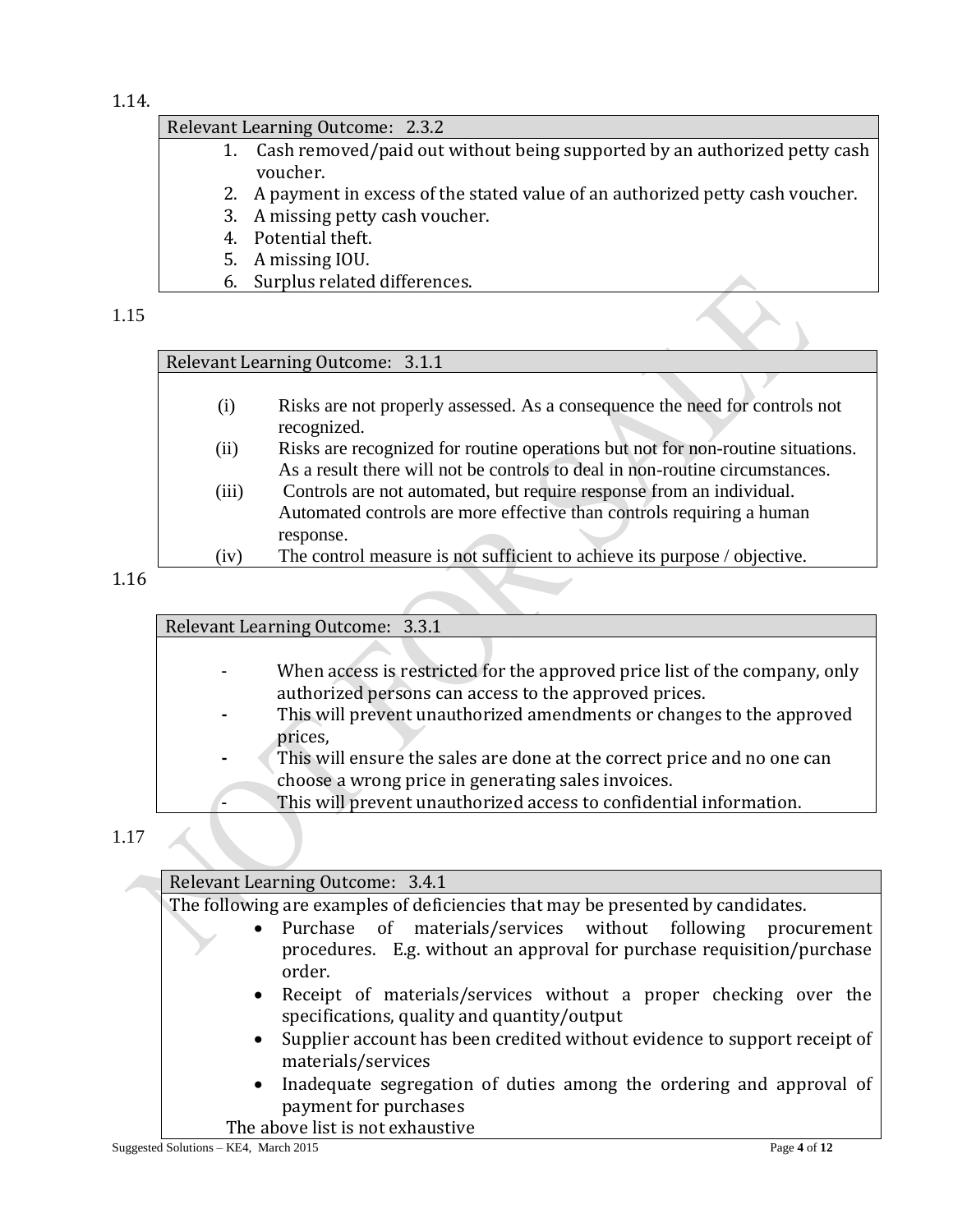1.14.

| Relevant Learning Outcome: 2.3.2 |
|---|
| 1. Cash removed/paid out without being supported by an authorized petty cash voucher.<br>2. A payment in excess of the stated value of an authorized petty cash voucher.<br>3. A missing petty cash voucher.<br>4. Potential theft.<br>5. A missing IOU.<br>6. Surplus related differences. |

1.15

| Relevant Learning Outcome: 3.1.1 |
|---|
| (i) Risks are not properly assessed. As a consequence the need for controls not recognized.<br>(ii) Risks are recognized for routine operations but not for non-routine situations. As a result there will not be controls to deal in non-routine circumstances.<br>(iii) Controls are not automated, but require response from an individual. Automated controls are more effective than controls requiring a human response.<br>(iv) The control measure is not sufficient to achieve its purpose / objective. |

1.16

| Relevant Learning Outcome: 3.3.1 |
|---|
| - When access is restricted for the approved price list of the company, only authorized persons can access to the approved prices.<br>- This will prevent unauthorized amendments or changes to the approved prices,<br>- This will ensure the sales are done at the correct price and no one can choose a wrong price in generating sales invoices.<br>- This will prevent unauthorized access to confidential information. |

1.17

| Relevant Learning Outcome: 3.4.1 |
|---|
| The following are examples of deficiencies that may be presented by candidates.<br>• Purchase of materials/services without following procurement procedures. E.g. without an approval for purchase requisition/purchase order.<br>• Receipt of materials/services without a proper checking over the specifications, quality and quantity/output<br>• Supplier account has been credited without evidence to support receipt of materials/services<br>• Inadequate segregation of duties among the ordering and approval of payment for purchases<br>The above list is not exhaustive |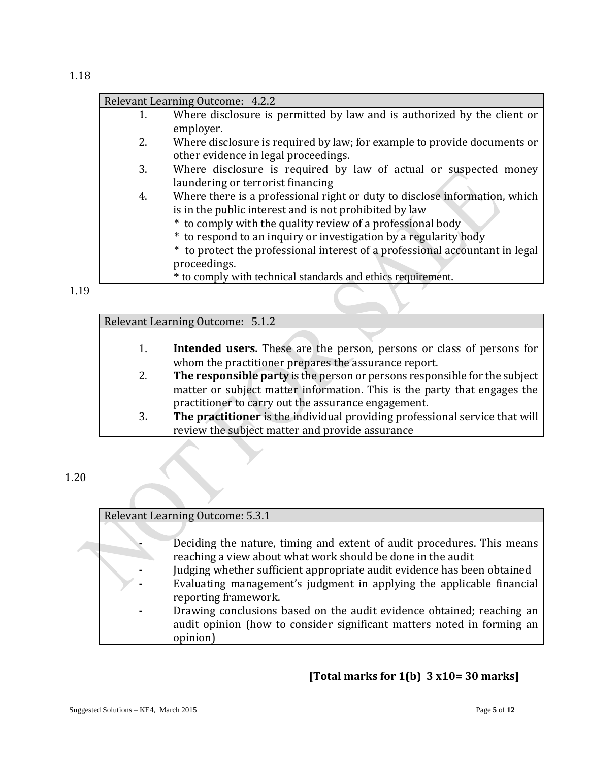1.18

| Relevant Learning Outcome: 4.2.2 |
|---|
| 1. Where disclosure is permitted by law and is authorized by the client or employer.<br>2. Where disclosure is required by law; for example to provide documents or other evidence in legal proceedings.<br>3. Where disclosure is required by law of actual or suspected money laundering or terrorist financing<br>4. Where there is a professional right or duty to disclose information, which is in the public interest and is not prohibited by law<br>* to comply with the quality review of a professional body<br>* to respond to an inquiry or investigation by a regularity body<br>* to protect the professional interest of a professional accountant in legal proceedings.<br>* to comply with technical standards and ethics requirement. |

1.19

| Relevant Learning Outcome: 5.1.2 |
|---|
| 1. **Intended users.** These are the person, persons or class of persons for whom the practitioner prepares the assurance report.<br>2. **The responsible party** is the person or persons responsible for the subject matter or subject matter information. This is the party that engages the practitioner to carry out the assurance engagement.<br>3**.** **The practitioner** is the individual providing professional service that will review the subject matter and provide assurance |

1.20

| Relevant Learning Outcome: 5.3.1 |
|---|
| - Deciding the nature, timing and extent of audit procedures. This means reaching a view about what work should be done in the audit<br>- Judging whether sufficient appropriate audit evidence has been obtained<br>- Evaluating management's judgment in applying the applicable financial reporting framework.<br>- Drawing conclusions based on the audit evidence obtained; reaching an audit opinion (how to consider significant matters noted in forming an opinion) |

**[Total marks for 1(b) 3 x10= 30 marks]**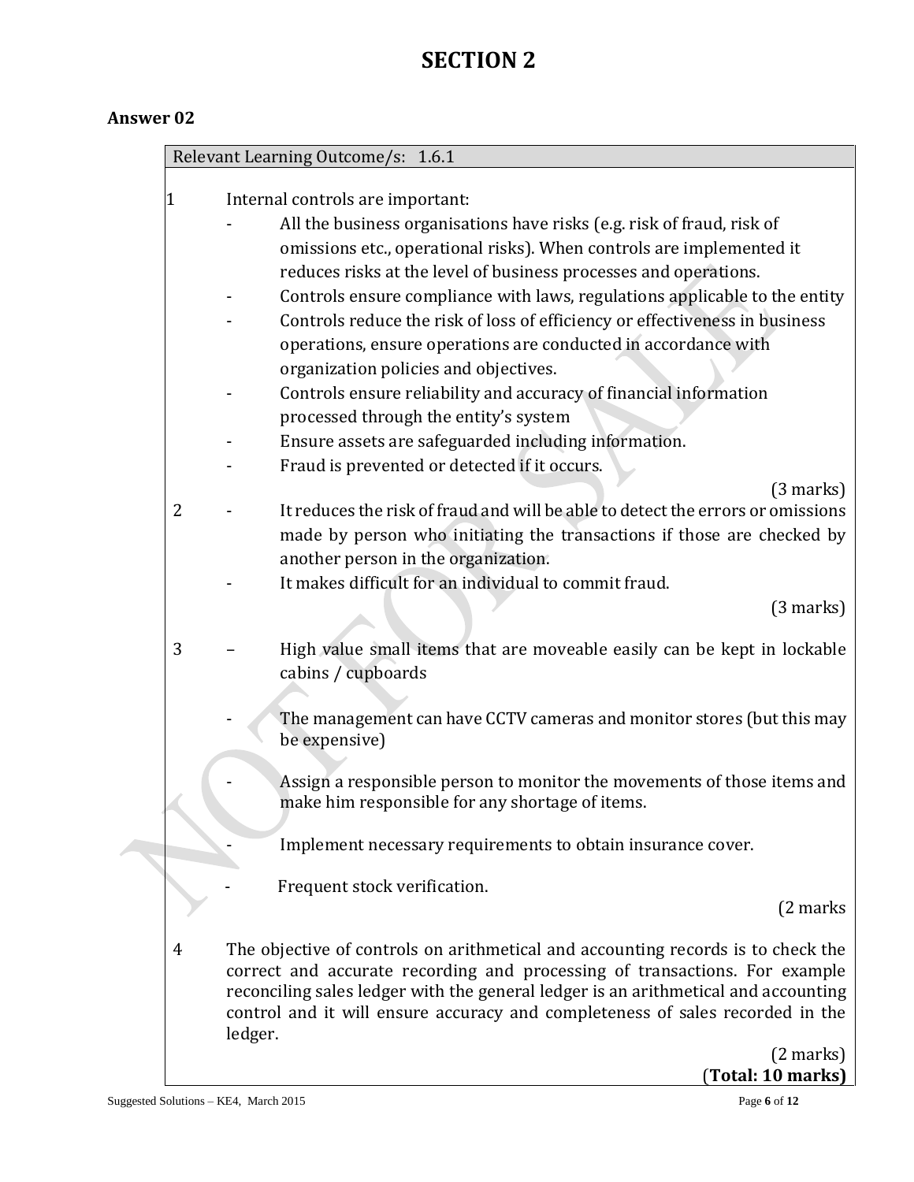# SECTION 2

## Answer 02

Relevant Learning Outcome/s: 1.6.1

1. Internal controls are important:
   - All the business organisations have risks (e.g. risk of fraud, risk of omissions etc., operational risks). When controls are implemented it reduces risks at the level of business processes and operations.
   - Controls ensure compliance with laws, regulations applicable to the entity
   - Controls reduce the risk of loss of efficiency or effectiveness in business operations, ensure operations are conducted in accordance with organization policies and objectives.
   - Controls ensure reliability and accuracy of financial information processed through the entity's system
   - Ensure assets are safeguarded including information.
   - Fraud is prevented or detected if it occurs.

   (3 marks)

2. 
   - It reduces the risk of fraud and will be able to detect the errors or omissions made by person who initiating the transactions if those are checked by another person in the organization.
   - It makes difficult for an individual to commit fraud.

   (3 marks)

3. 
   - High value small items that are moveable easily can be kept in lockable cabins / cupboards
   - The management can have CCTV cameras and monitor stores (but this may be expensive)
   - Assign a responsible person to monitor the movements of those items and make him responsible for any shortage of items.
   - Implement necessary requirements to obtain insurance cover.
   - Frequent stock verification.

   (2 marks

4. The objective of controls on arithmetical and accounting records is to check the correct and accurate recording and processing of transactions. For example reconciling sales ledger with the general ledger is an arithmetical and accounting control and it will ensure accuracy and completeness of sales recorded in the ledger.

   (2 marks)

**(Total: 10 marks)**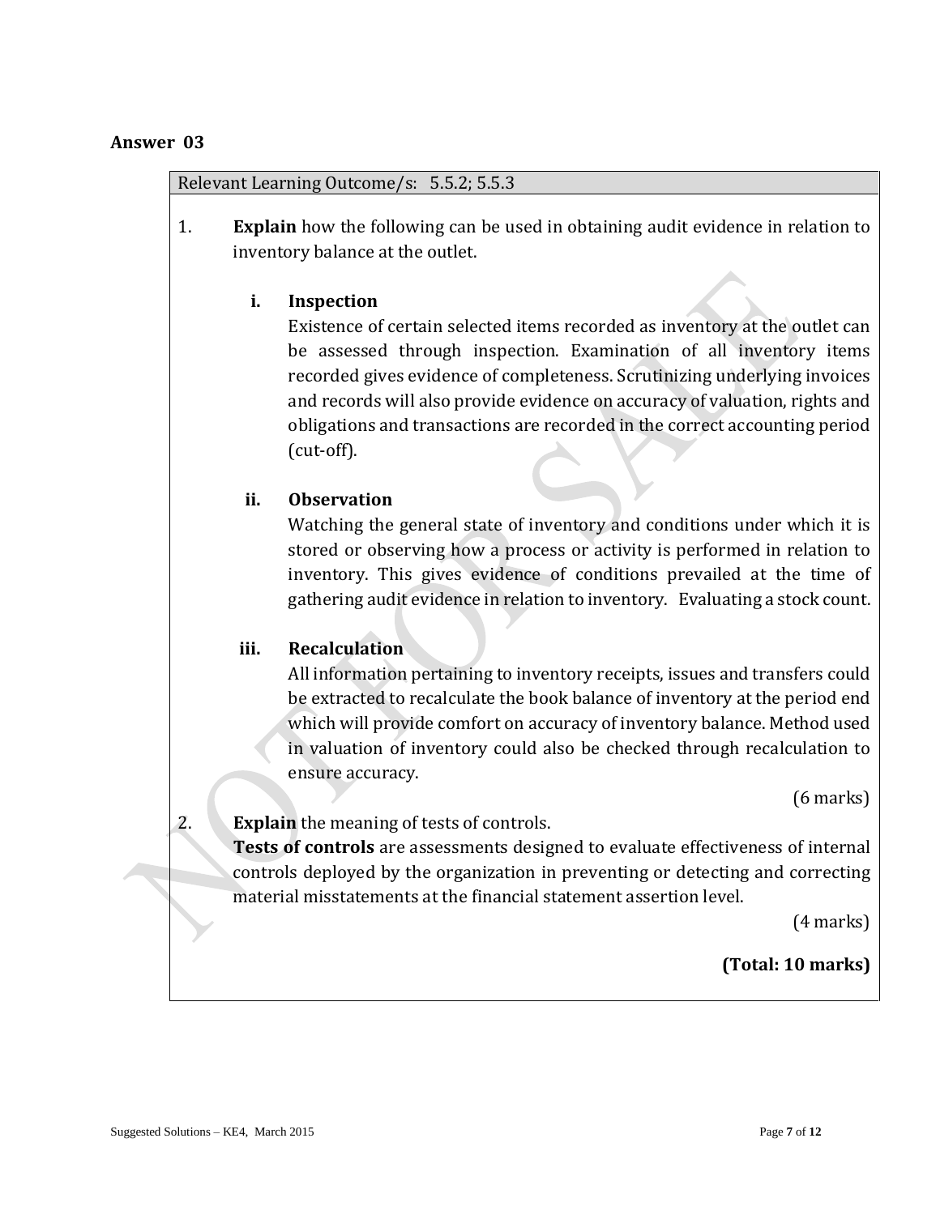## Answer 03

Relevant Learning Outcome/s: 5.5.2; 5.5.3

1. **Explain** how the following can be used in obtaining audit evidence in relation to inventory balance at the outlet.

   i. **Inspection**
   
   Existence of certain selected items recorded as inventory at the outlet can be assessed through inspection. Examination of all inventory items recorded gives evidence of completeness. Scrutinizing underlying invoices and records will also provide evidence on accuracy of valuation, rights and obligations and transactions are recorded in the correct accounting period (cut-off).

   ii. **Observation**
   
   Watching the general state of inventory and conditions under which it is stored or observing how a process or activity is performed in relation to inventory. This gives evidence of conditions prevailed at the time of gathering audit evidence in relation to inventory. Evaluating a stock count.

   iii. **Recalculation**
   
   All information pertaining to inventory receipts, issues and transfers could be extracted to recalculate the book balance of inventory at the period end which will provide comfort on accuracy of inventory balance. Method used in valuation of inventory could also be checked through recalculation to ensure accuracy.

   (6 marks)

2. **Explain** the meaning of tests of controls.

   **Tests of controls** are assessments designed to evaluate effectiveness of internal controls deployed by the organization in preventing or detecting and correcting material misstatements at the financial statement assertion level.

   (4 marks)

**(Total: 10 marks)**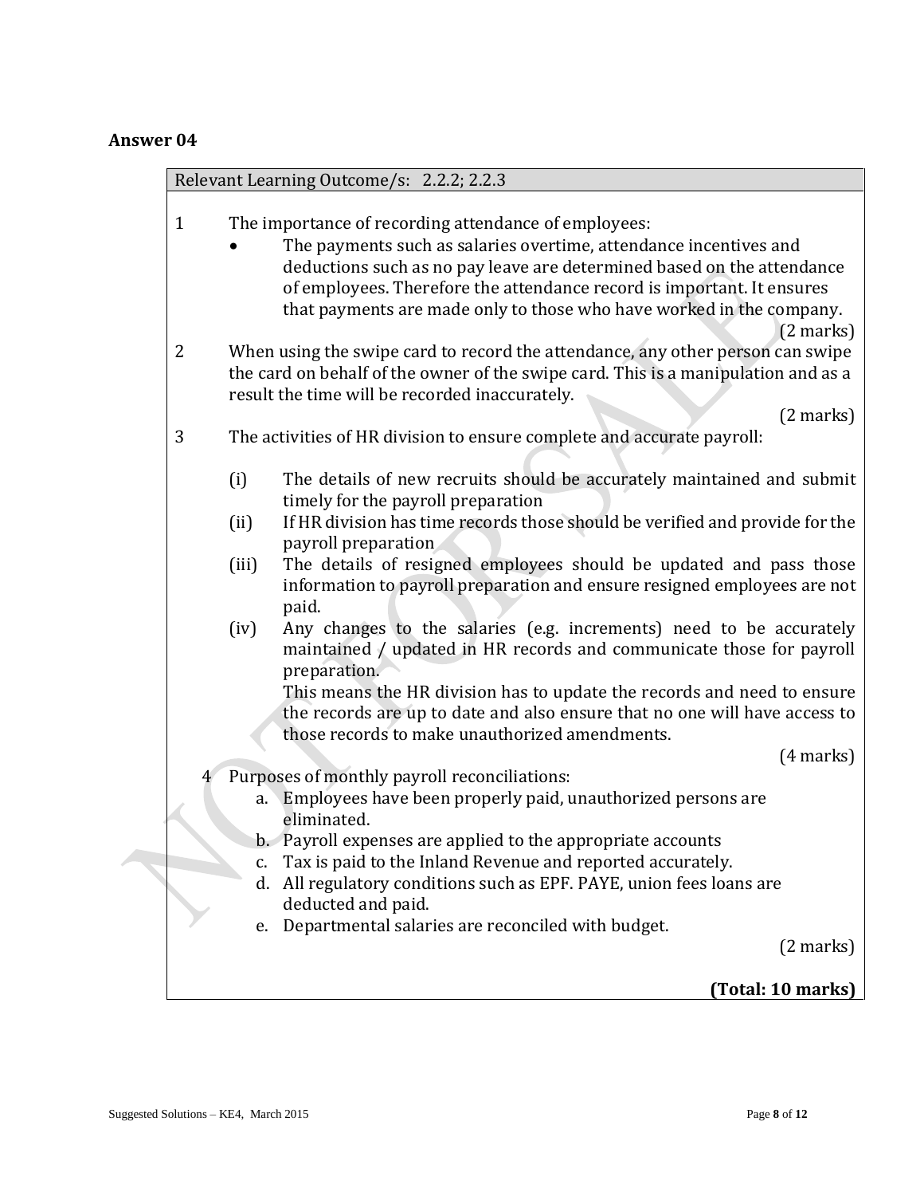**Answer 04**

Relevant Learning Outcome/s: 2.2.2; 2.2.3

1. The importance of recording attendance of employees:
   - The payments such as salaries overtime, attendance incentives and deductions such as no pay leave are determined based on the attendance of employees. Therefore the attendance record is important. It ensures that payments are made only to those who have worked in the company.

   (2 marks)

2. When using the swipe card to record the attendance, any other person can swipe the card on behalf of the owner of the swipe card. This is a manipulation and as a result the time will be recorded inaccurately.

   (2 marks)

3. The activities of HR division to ensure complete and accurate payroll:

   (i) The details of new recruits should be accurately maintained and submit timely for the payroll preparation

   (ii) If HR division has time records those should be verified and provide for the payroll preparation

   (iii) The details of resigned employees should be updated and pass those information to payroll preparation and ensure resigned employees are not paid.

   (iv) Any changes to the salaries (e.g. increments) need to be accurately maintained / updated in HR records and communicate those for payroll preparation.

   This means the HR division has to update the records and need to ensure the records are up to date and also ensure that no one will have access to those records to make unauthorized amendments.

   (4 marks)

4. Purposes of monthly payroll reconciliations:
   a. Employees have been properly paid, unauthorized persons are eliminated.
   b. Payroll expenses are applied to the appropriate accounts
   c. Tax is paid to the Inland Revenue and reported accurately.
   d. All regulatory conditions such as EPF. PAYE, union fees loans are deducted and paid.
   e. Departmental salaries are reconciled with budget.

   (2 marks)

**(Total: 10 marks)**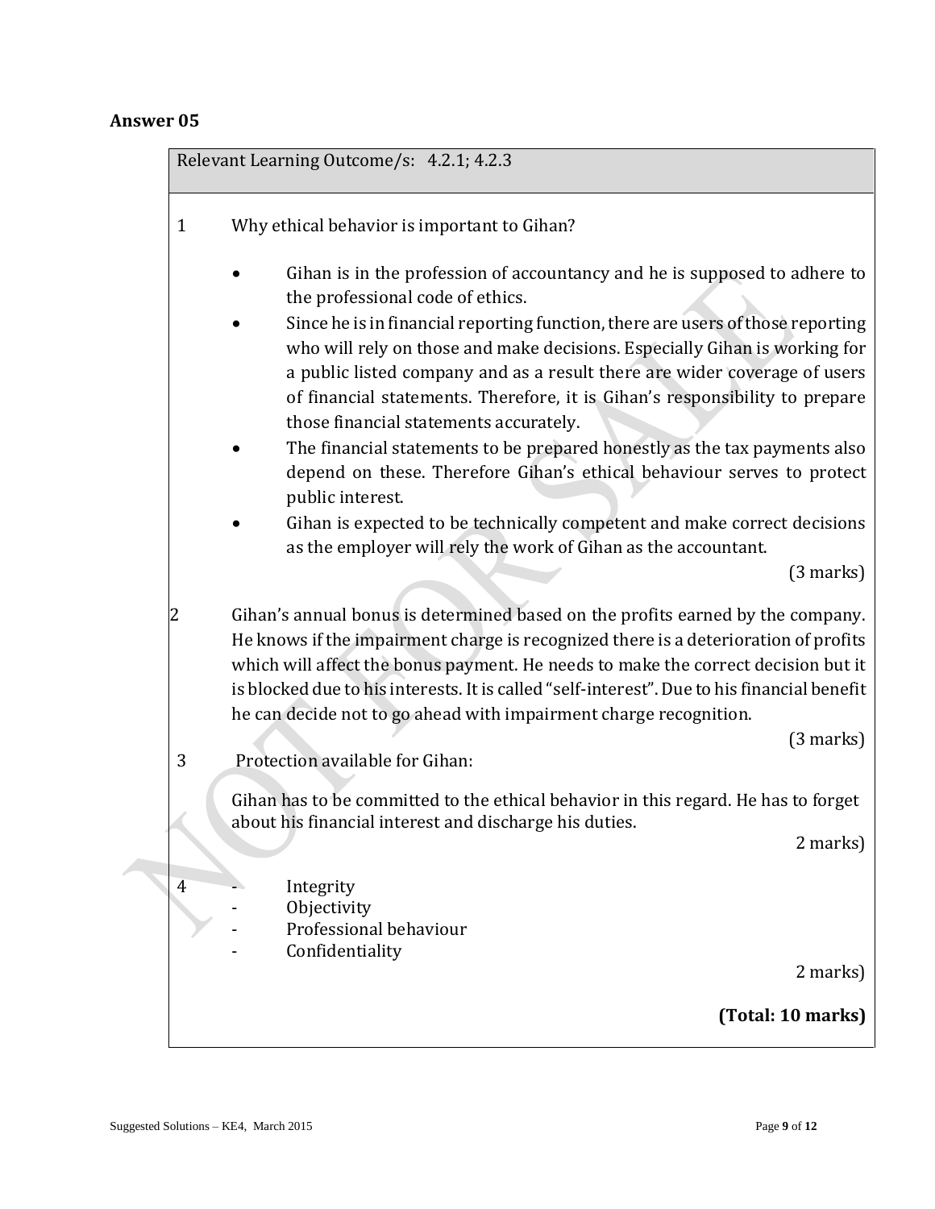**Answer 05**

Relevant Learning Outcome/s: 4.2.1; 4.2.3

1 Why ethical behavior is important to Gihan?

- Gihan is in the profession of accountancy and he is supposed to adhere to the professional code of ethics.
- Since he is in financial reporting function, there are users of those reporting who will rely on those and make decisions. Especially Gihan is working for a public listed company and as a result there are wider coverage of users of financial statements. Therefore, it is Gihan's responsibility to prepare those financial statements accurately.
- The financial statements to be prepared honestly as the tax payments also depend on these. Therefore Gihan's ethical behaviour serves to protect public interest.
- Gihan is expected to be technically competent and make correct decisions as the employer will rely the work of Gihan as the accountant.

(3 marks)

2 Gihan's annual bonus is determined based on the profits earned by the company. He knows if the impairment charge is recognized there is a deterioration of profits which will affect the bonus payment. He needs to make the correct decision but it is blocked due to his interests. It is called "self-interest". Due to his financial benefit he can decide not to go ahead with impairment charge recognition.

(3 marks)

3 Protection available for Gihan:

Gihan has to be committed to the ethical behavior in this regard. He has to forget about his financial interest and discharge his duties.

2 marks)

4
- Integrity
- Objectivity
- Professional behaviour
- Confidentiality

2 marks)

**(Total: 10 marks)**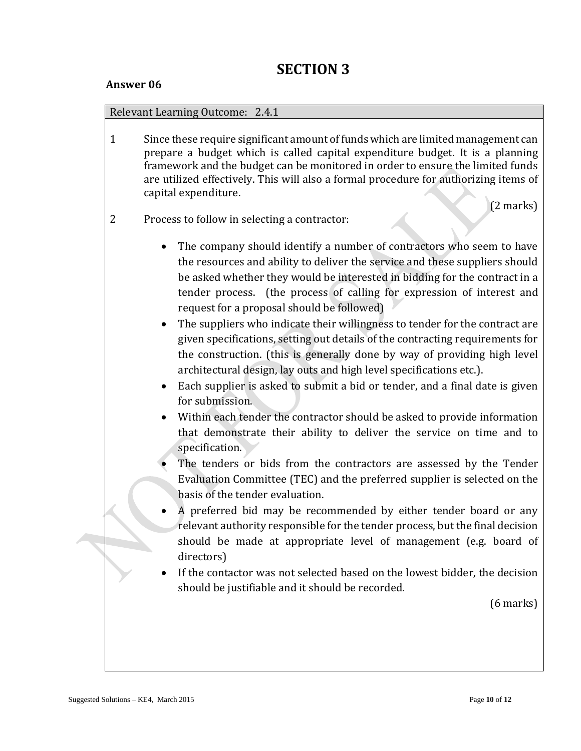# SECTION 3

**Answer 06**

Relevant Learning Outcome: 2.4.1

1 Since these require significant amount of funds which are limited management can prepare a budget which is called capital expenditure budget. It is a planning framework and the budget can be monitored in order to ensure the limited funds are utilized effectively. This will also a formal procedure for authorizing items of capital expenditure.

(2 marks)

2 Process to follow in selecting a contractor:

- The company should identify a number of contractors who seem to have the resources and ability to deliver the service and these suppliers should be asked whether they would be interested in bidding for the contract in a tender process. (the process of calling for expression of interest and request for a proposal should be followed)
- The suppliers who indicate their willingness to tender for the contract are given specifications, setting out details of the contracting requirements for the construction. (this is generally done by way of providing high level architectural design, lay outs and high level specifications etc.).
- Each supplier is asked to submit a bid or tender, and a final date is given for submission.
- Within each tender the contractor should be asked to provide information that demonstrate their ability to deliver the service on time and to specification.
- The tenders or bids from the contractors are assessed by the Tender Evaluation Committee (TEC) and the preferred supplier is selected on the basis of the tender evaluation.
- A preferred bid may be recommended by either tender board or any relevant authority responsible for the tender process, but the final decision should be made at appropriate level of management (e.g. board of directors)
- If the contactor was not selected based on the lowest bidder, the decision should be justifiable and it should be recorded.

(6 marks)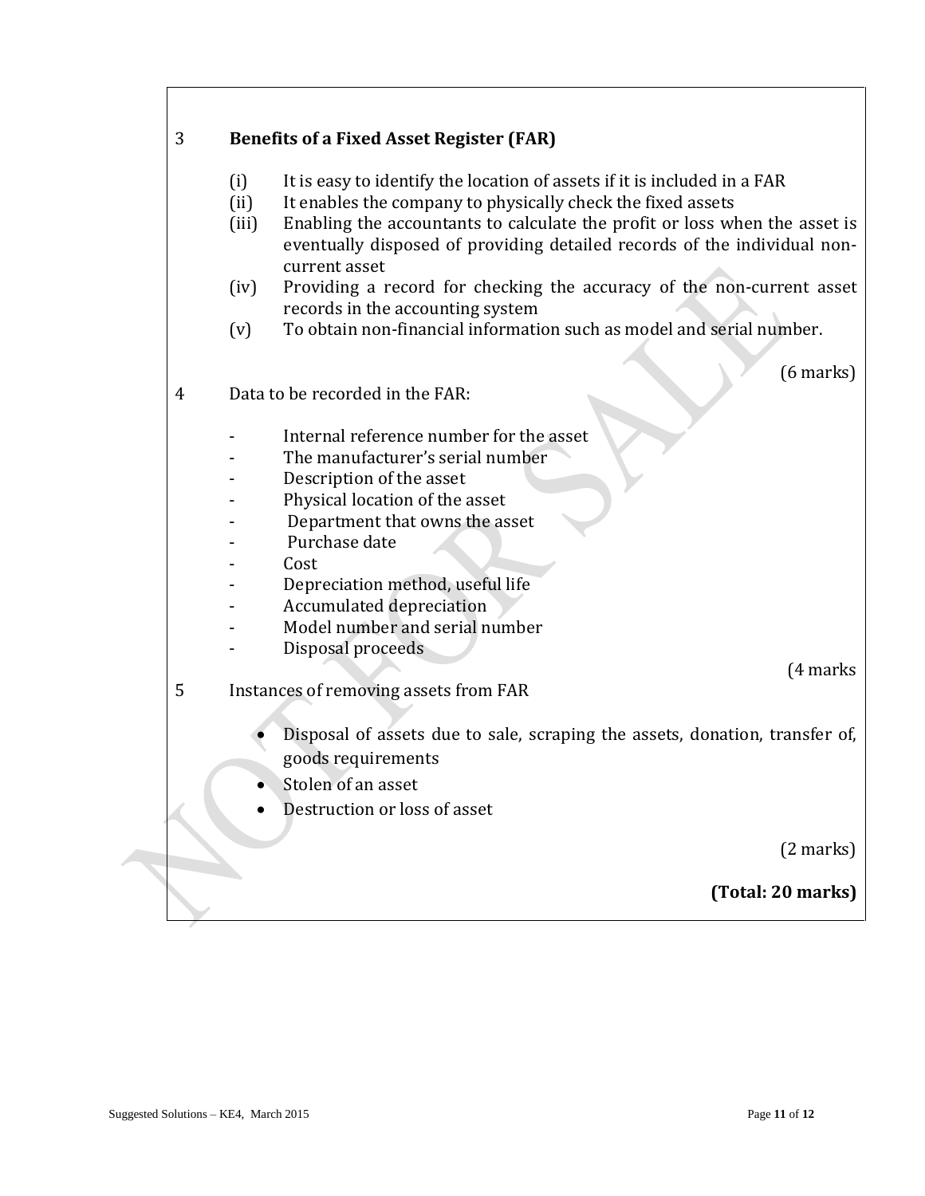3 **Benefits of a Fixed Asset Register (FAR)**

(i) It is easy to identify the location of assets if it is included in a FAR
(ii) It enables the company to physically check the fixed assets
(iii) Enabling the accountants to calculate the profit or loss when the asset is eventually disposed of providing detailed records of the individual non-current asset
(iv) Providing a record for checking the accuracy of the non-current asset records in the accounting system
(v) To obtain non-financial information such as model and serial number.

(6 marks)

4 Data to be recorded in the FAR:

- Internal reference number for the asset
- The manufacturer's serial number
- Description of the asset
- Physical location of the asset
- Department that owns the asset
- Purchase date
- Cost
- Depreciation method, useful life
- Accumulated depreciation
- Model number and serial number
- Disposal proceeds

(4 marks

5 Instances of removing assets from FAR

- Disposal of assets due to sale, scraping the assets, donation, transfer of, goods requirements
- Stolen of an asset
- Destruction or loss of asset

(2 marks)

**(Total: 20 marks)**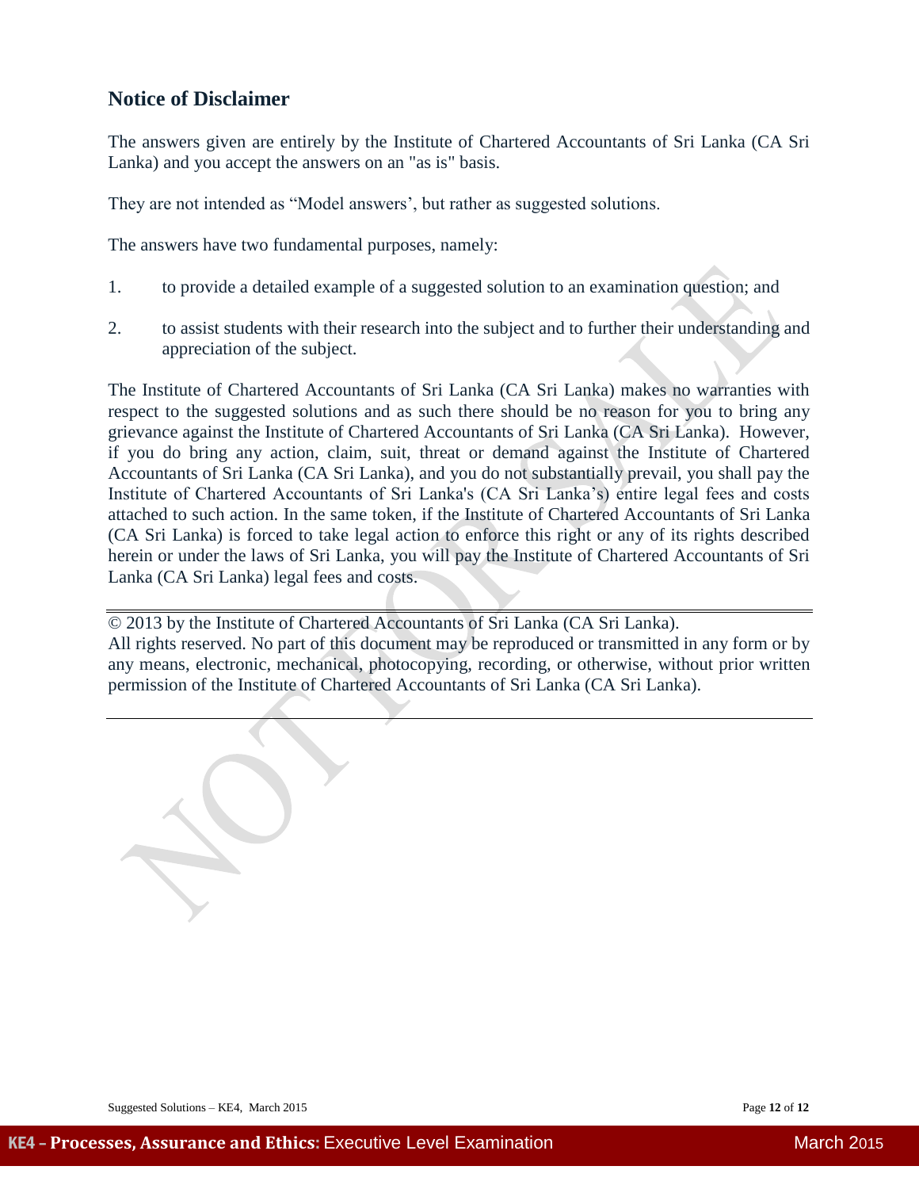## Notice of Disclaimer

The answers given are entirely by the Institute of Chartered Accountants of Sri Lanka (CA Sri Lanka) and you accept the answers on an "as is" basis.

They are not intended as "Model answers', but rather as suggested solutions.

The answers have two fundamental purposes, namely:

1. to provide a detailed example of a suggested solution to an examination question; and

2. to assist students with their research into the subject and to further their understanding and appreciation of the subject.

The Institute of Chartered Accountants of Sri Lanka (CA Sri Lanka) makes no warranties with respect to the suggested solutions and as such there should be no reason for you to bring any grievance against the Institute of Chartered Accountants of Sri Lanka (CA Sri Lanka). However, if you do bring any action, claim, suit, threat or demand against the Institute of Chartered Accountants of Sri Lanka (CA Sri Lanka), and you do not substantially prevail, you shall pay the Institute of Chartered Accountants of Sri Lanka's (CA Sri Lanka's) entire legal fees and costs attached to such action. In the same token, if the Institute of Chartered Accountants of Sri Lanka (CA Sri Lanka) is forced to take legal action to enforce this right or any of its rights described herein or under the laws of Sri Lanka, you will pay the Institute of Chartered Accountants of Sri Lanka (CA Sri Lanka) legal fees and costs.

---

© 2013 by the Institute of Chartered Accountants of Sri Lanka (CA Sri Lanka).
All rights reserved. No part of this document may be reproduced or transmitted in any form or by any means, electronic, mechanical, photocopying, recording, or otherwise, without prior written permission of the Institute of Chartered Accountants of Sri Lanka (CA Sri Lanka).

---